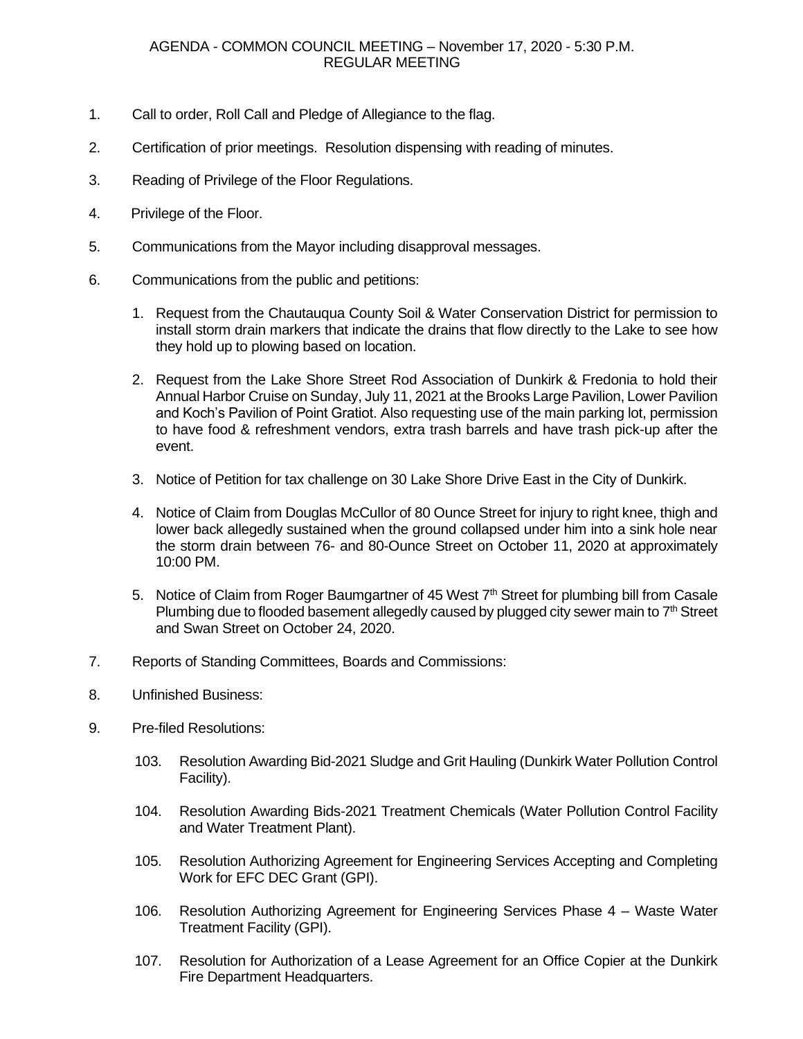# AGENDA - COMMON COUNCIL MEETING – November 17, 2020 - 5:30 P.M.
## REGULAR MEETING

1. Call to order, Roll Call and Pledge of Allegiance to the flag.

2. Certification of prior meetings. Resolution dispensing with reading of minutes.

3. Reading of Privilege of the Floor Regulations.

4. Privilege of the Floor.

5. Communications from the Mayor including disapproval messages.

6. Communications from the public and petitions:

   1. Request from the Chautauqua County Soil & Water Conservation District for permission to install storm drain markers that indicate the drains that flow directly to the Lake to see how they hold up to plowing based on location.

   2. Request from the Lake Shore Street Rod Association of Dunkirk & Fredonia to hold their Annual Harbor Cruise on Sunday, July 11, 2021 at the Brooks Large Pavilion, Lower Pavilion and Koch's Pavilion of Point Gratiot. Also requesting use of the main parking lot, permission to have food & refreshment vendors, extra trash barrels and have trash pick-up after the event.

   3. Notice of Petition for tax challenge on 30 Lake Shore Drive East in the City of Dunkirk.

   4. Notice of Claim from Douglas McCullor of 80 Ounce Street for injury to right knee, thigh and lower back allegedly sustained when the ground collapsed under him into a sink hole near the storm drain between 76- and 80-Ounce Street on October 11, 2020 at approximately 10:00 PM.

   5. Notice of Claim from Roger Baumgartner of 45 West 7th Street for plumbing bill from Casale Plumbing due to flooded basement allegedly caused by plugged city sewer main to 7th Street and Swan Street on October 24, 2020.

7. Reports of Standing Committees, Boards and Commissions:

8. Unfinished Business:

9. Pre-filed Resolutions:

   103. Resolution Awarding Bid-2021 Sludge and Grit Hauling (Dunkirk Water Pollution Control Facility).

   104. Resolution Awarding Bids-2021 Treatment Chemicals (Water Pollution Control Facility and Water Treatment Plant).

   105. Resolution Authorizing Agreement for Engineering Services Accepting and Completing Work for EFC DEC Grant (GPI).

   106. Resolution Authorizing Agreement for Engineering Services Phase 4 – Waste Water Treatment Facility (GPI).

   107. Resolution for Authorization of a Lease Agreement for an Office Copier at the Dunkirk Fire Department Headquarters.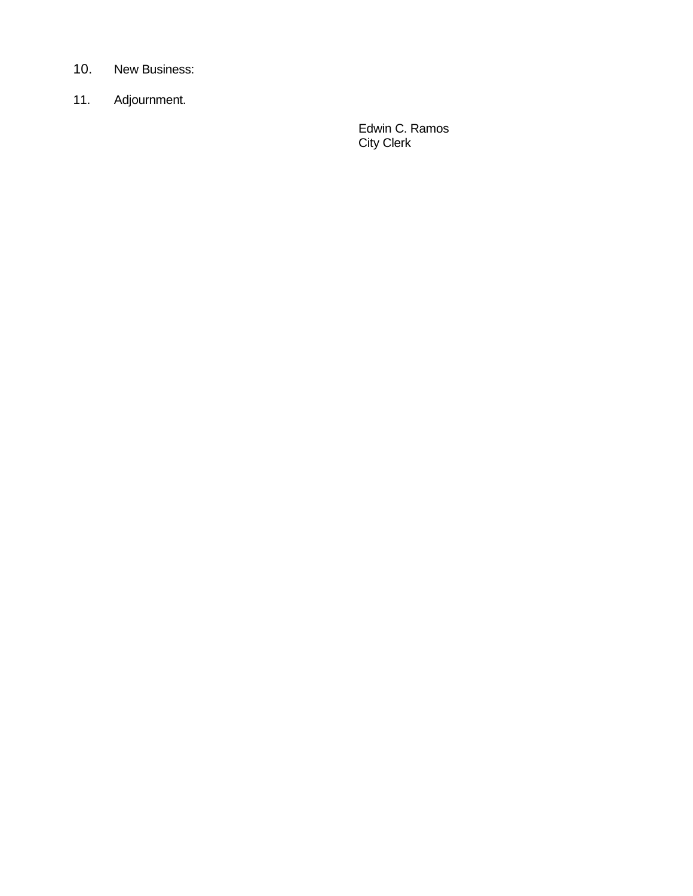10. New Business:

11. Adjournment.

Edwin C. Ramos
City Clerk